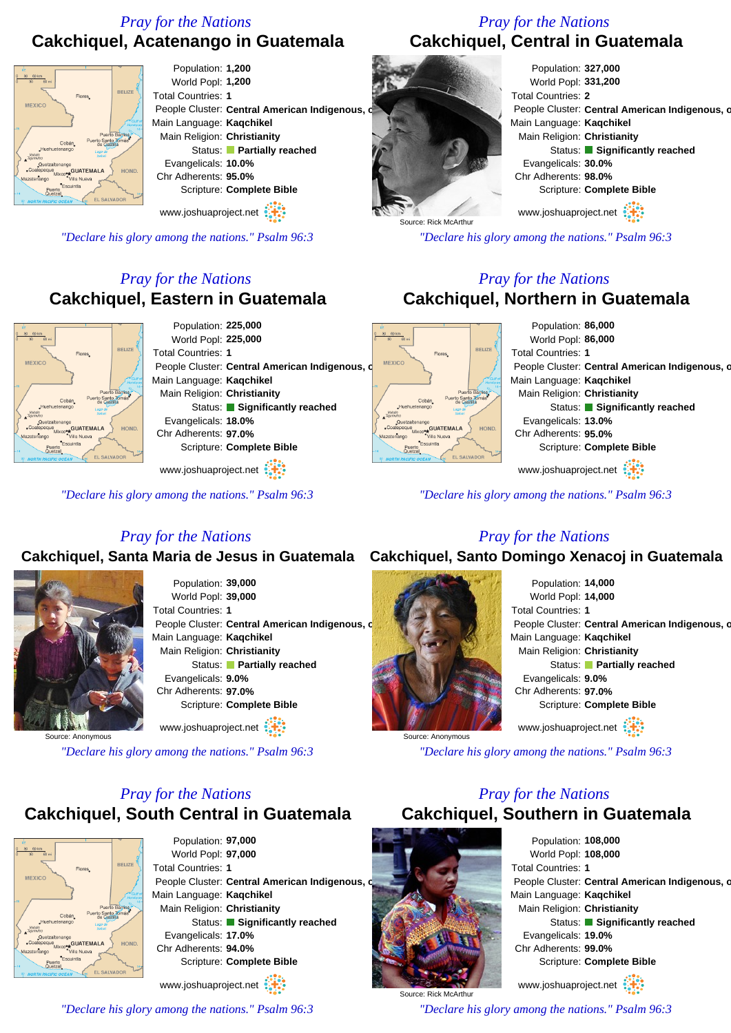## Pray for the Nations

# Cakchiquel, Acatenango in Guatemala

Population: **1,200**
World Popl: **1,200**
Total Countries: **1**
People Cluster: **Central American Indigenous, o**
Main Language: **Kaqchikel**
Main Religion: **Christianity**
Status: **Partially reached**
Evangelicals: **10.0%**
Chr Adherents: **95.0%**
Scripture: **Complete Bible**

www.joshuaproject.net

*"Declare his glory among the nations." Psalm 96:3*

## Pray for the Nations

# Cakchiquel, Central in Guatemala

Source: Rick McArthur

Population: **327,000**
World Popl: **331,200**
Total Countries: **2**
People Cluster: **Central American Indigenous, o**
Main Language: **Kaqchikel**
Main Religion: **Christianity**
Status: **Significantly reached**
Evangelicals: **30.0%**
Chr Adherents: **98.0%**
Scripture: **Complete Bible**

www.joshuaproject.net

*"Declare his glory among the nations." Psalm 96:3*

## Pray for the Nations

# Cakchiquel, Eastern in Guatemala

Population: **225,000**
World Popl: **225,000**
Total Countries: **1**
People Cluster: **Central American Indigenous, o**
Main Language: **Kaqchikel**
Main Religion: **Christianity**
Status: **Significantly reached**
Evangelicals: **18.0%**
Chr Adherents: **97.0%**
Scripture: **Complete Bible**

www.joshuaproject.net

*"Declare his glory among the nations." Psalm 96:3*

## Pray for the Nations

# Cakchiquel, Northern in Guatemala

Population: **86,000**
World Popl: **86,000**
Total Countries: **1**
People Cluster: **Central American Indigenous, o**
Main Language: **Kaqchikel**
Main Religion: **Christianity**
Status: **Significantly reached**
Evangelicals: **13.0%**
Chr Adherents: **95.0%**
Scripture: **Complete Bible**

www.joshuaproject.net

*"Declare his glory among the nations." Psalm 96:3*

## Pray for the Nations

# Cakchiquel, Santa Maria de Jesus in Guatemala

Source: Anonymous

Population: **39,000**
World Popl: **39,000**
Total Countries: **1**
People Cluster: **Central American Indigenous, o**
Main Language: **Kaqchikel**
Main Religion: **Christianity**
Status: **Partially reached**
Evangelicals: **9.0%**
Chr Adherents: **97.0%**
Scripture: **Complete Bible**

www.joshuaproject.net

*"Declare his glory among the nations." Psalm 96:3*

## Pray for the Nations

# Cakchiquel, Santo Domingo Xenacoj in Guatemala

Source: Anonymous

Population: **14,000**
World Popl: **14,000**
Total Countries: **1**
People Cluster: **Central American Indigenous, o**
Main Language: **Kaqchikel**
Main Religion: **Christianity**
Status: **Partially reached**
Evangelicals: **9.0%**
Chr Adherents: **97.0%**
Scripture: **Complete Bible**

www.joshuaproject.net

*"Declare his glory among the nations." Psalm 96:3*

## Pray for the Nations

# Cakchiquel, South Central in Guatemala

Population: **97,000**
World Popl: **97,000**
Total Countries: **1**
People Cluster: **Central American Indigenous, o**
Main Language: **Kaqchikel**
Main Religion: **Christianity**
Status: **Significantly reached**
Evangelicals: **17.0%**
Chr Adherents: **94.0%**
Scripture: **Complete Bible**

www.joshuaproject.net

*"Declare his glory among the nations." Psalm 96:3*

## Pray for the Nations

# Cakchiquel, Southern in Guatemala

Source: Rick McArthur

Population: **108,000**
World Popl: **108,000**
Total Countries: **1**
People Cluster: **Central American Indigenous, o**
Main Language: **Kaqchikel**
Main Religion: **Christianity**
Status: **Significantly reached**
Evangelicals: **19.0%**
Chr Adherents: **99.0%**
Scripture: **Complete Bible**

www.joshuaproject.net

*"Declare his glory among the nations." Psalm 96:3*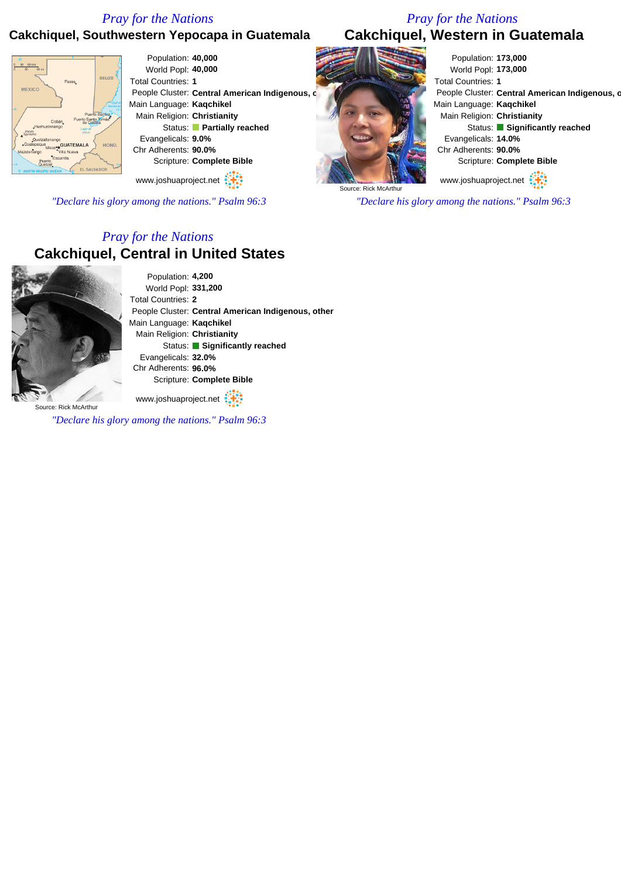*Pray for the Nations*

## Cakchiquel, Southwestern Yepocapa in Guatemala

Population: **40,000**
World Popl: **40,000**
Total Countries: **1**
People Cluster: **Central American Indigenous, o**
Main Language: **Kaqchikel**
Main Religion: **Christianity**
Status: **Partially reached**
Evangelicals: **9.0%**
Chr Adherents: **90.0%**
Scripture: **Complete Bible**

www.joshuaproject.net

*"Declare his glory among the nations." Psalm 96:3*

*Pray for the Nations*

## Cakchiquel, Western in Guatemala

Source: Rick McArthur

Population: **173,000**
World Popl: **173,000**
Total Countries: **1**
People Cluster: **Central American Indigenous, o**
Main Language: **Kaqchikel**
Main Religion: **Christianity**
Status: **Significantly reached**
Evangelicals: **14.0%**
Chr Adherents: **90.0%**
Scripture: **Complete Bible**

www.joshuaproject.net

*"Declare his glory among the nations." Psalm 96:3*

*Pray for the Nations*

## Cakchiquel, Central in United States

Source: Rick McArthur

Population: **4,200**
World Popl: **331,200**
Total Countries: **2**
People Cluster: **Central American Indigenous, other**
Main Language: **Kaqchikel**
Main Religion: **Christianity**
Status: **Significantly reached**
Evangelicals: **32.0%**
Chr Adherents: **96.0%**
Scripture: **Complete Bible**

www.joshuaproject.net

*"Declare his glory among the nations." Psalm 96:3*